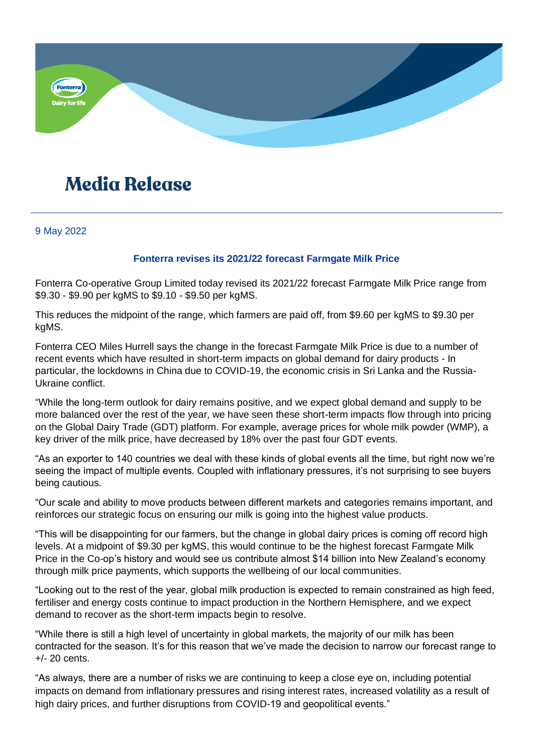# Media Release

9 May 2022

## Fonterra revises its 2021/22 forecast Farmgate Milk Price

Fonterra Co-operative Group Limited today revised its 2021/22 forecast Farmgate Milk Price range from $9.30 - $9.90 per kgMS to $9.10 - $9.50 per kgMS.

This reduces the midpoint of the range, which farmers are paid off, from $9.60 per kgMS to $9.30 per kgMS.

Fonterra CEO Miles Hurrell says the change in the forecast Farmgate Milk Price is due to a number of recent events which have resulted in short-term impacts on global demand for dairy products - In particular, the lockdowns in China due to COVID-19, the economic crisis in Sri Lanka and the Russia-Ukraine conflict.

"While the long-term outlook for dairy remains positive, and we expect global demand and supply to be more balanced over the rest of the year, we have seen these short-term impacts flow through into pricing on the Global Dairy Trade (GDT) platform. For example, average prices for whole milk powder (WMP), a key driver of the milk price, have decreased by 18% over the past four GDT events.

"As an exporter to 140 countries we deal with these kinds of global events all the time, but right now we're seeing the impact of multiple events. Coupled with inflationary pressures, it's not surprising to see buyers being cautious.

"Our scale and ability to move products between different markets and categories remains important, and reinforces our strategic focus on ensuring our milk is going into the highest value products.

"This will be disappointing for our farmers, but the change in global dairy prices is coming off record high levels. At a midpoint of $9.30 per kgMS, this would continue to be the highest forecast Farmgate Milk Price in the Co-op's history and would see us contribute almost $14 billion into New Zealand's economy through milk price payments, which supports the wellbeing of our local communities.

"Looking out to the rest of the year, global milk production is expected to remain constrained as high feed, fertiliser and energy costs continue to impact production in the Northern Hemisphere, and we expect demand to recover as the short-term impacts begin to resolve.

"While there is still a high level of uncertainty in global markets, the majority of our milk has been contracted for the season. It's for this reason that we've made the decision to narrow our forecast range to +/- 20 cents.

"As always, there are a number of risks we are continuing to keep a close eye on, including potential impacts on demand from inflationary pressures and rising interest rates, increased volatility as a result of high dairy prices, and further disruptions from COVID-19 and geopolitical events."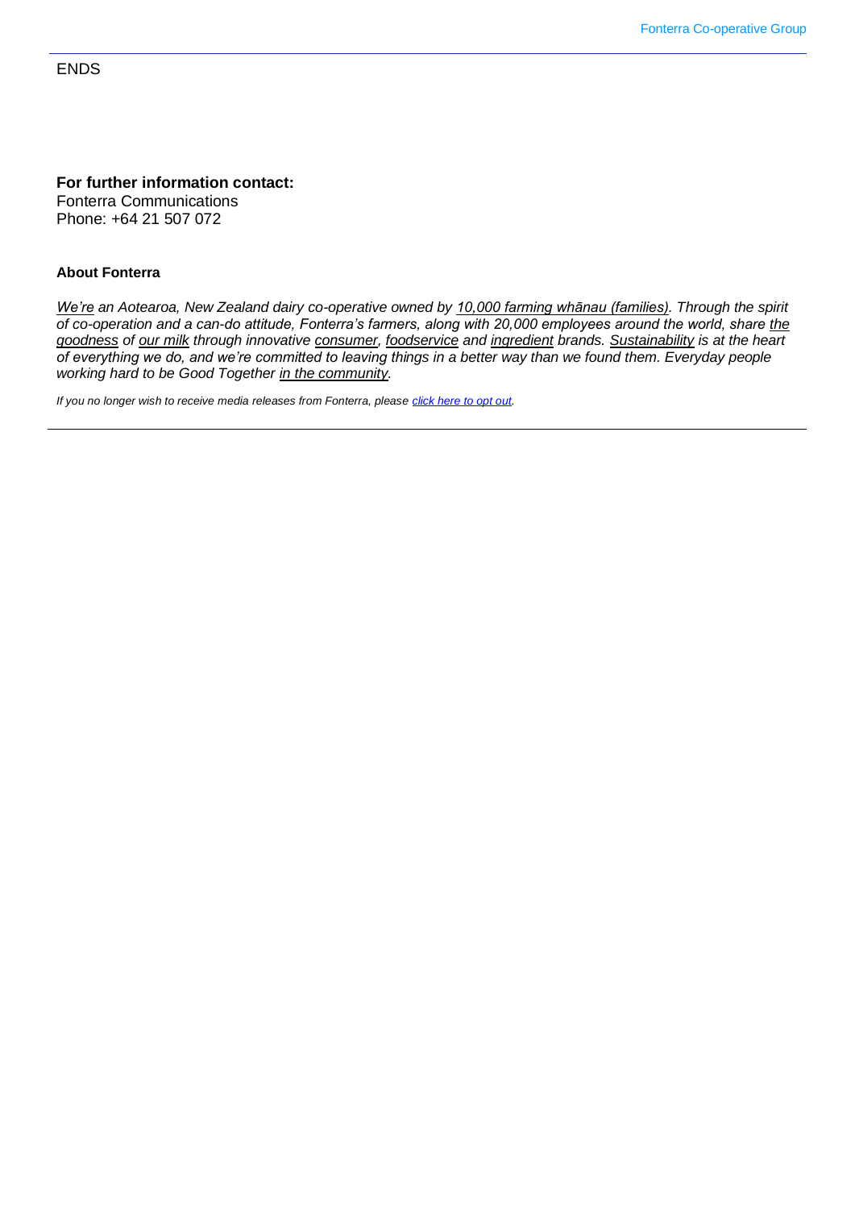ENDS

**For further information contact:**
Fonterra Communications
Phone: +64 21 507 072

**About Fonterra**

*We're an Aotearoa, New Zealand dairy co-operative owned by 10,000 farming whānau (families). Through the spirit of co-operation and a can-do attitude, Fonterra's farmers, along with 20,000 employees around the world, share the goodness of our milk through innovative consumer, foodservice and ingredient brands. Sustainability is at the heart of everything we do, and we're committed to leaving things in a better way than we found them. Everyday people working hard to be Good Together in the community.*

*If you no longer wish to receive media releases from Fonterra, please click here to opt out.*